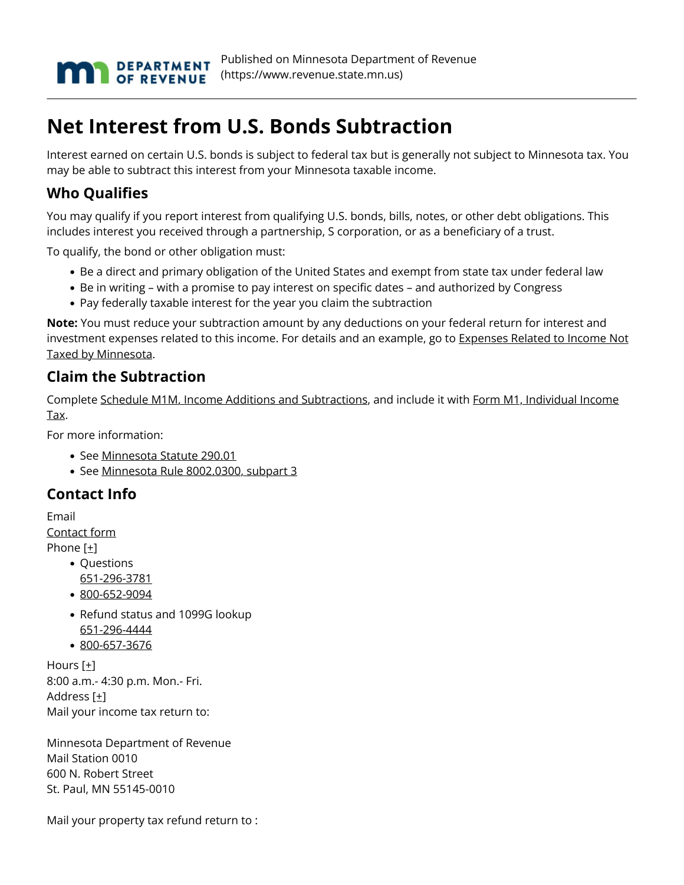Published on Minnesota Department of Revenue (https://www.revenue.state.mn.us)

# Net Interest from U.S. Bonds Subtraction

Interest earned on certain U.S. bonds is subject to federal tax but is generally not subject to Minnesota tax. You may be able to subtract this interest from your Minnesota taxable income.

## Who Qualifies

You may qualify if you report interest from qualifying U.S. bonds, bills, notes, or other debt obligations. This includes interest you received through a partnership, S corporation, or as a beneficiary of a trust.

To qualify, the bond or other obligation must:

- Be a direct and primary obligation of the United States and exempt from state tax under federal law
- Be in writing – with a promise to pay interest on specific dates – and authorized by Congress
- Pay federally taxable interest for the year you claim the subtraction

**Note:** You must reduce your subtraction amount by any deductions on your federal return for interest and investment expenses related to this income. For details and an example, go to Expenses Related to Income Not Taxed by Minnesota.

## Claim the Subtraction

Complete Schedule M1M, Income Additions and Subtractions, and include it with Form M1, Individual Income Tax.

For more information:

- See Minnesota Statute 290.01
- See Minnesota Rule 8002.0300, subpart 3

## Contact Info

Email
Contact form
Phone [+]

- Questions
  651-296-3781
- 800-652-9094
- Refund status and 1099G lookup
  651-296-4444
- 800-657-3676

Hours [+]
8:00 a.m.- 4:30 p.m. Mon.- Fri.
Address [+]
Mail your income tax return to:

Minnesota Department of Revenue
Mail Station 0010
600 N. Robert Street
St. Paul, MN 55145-0010

Mail your property tax refund return to :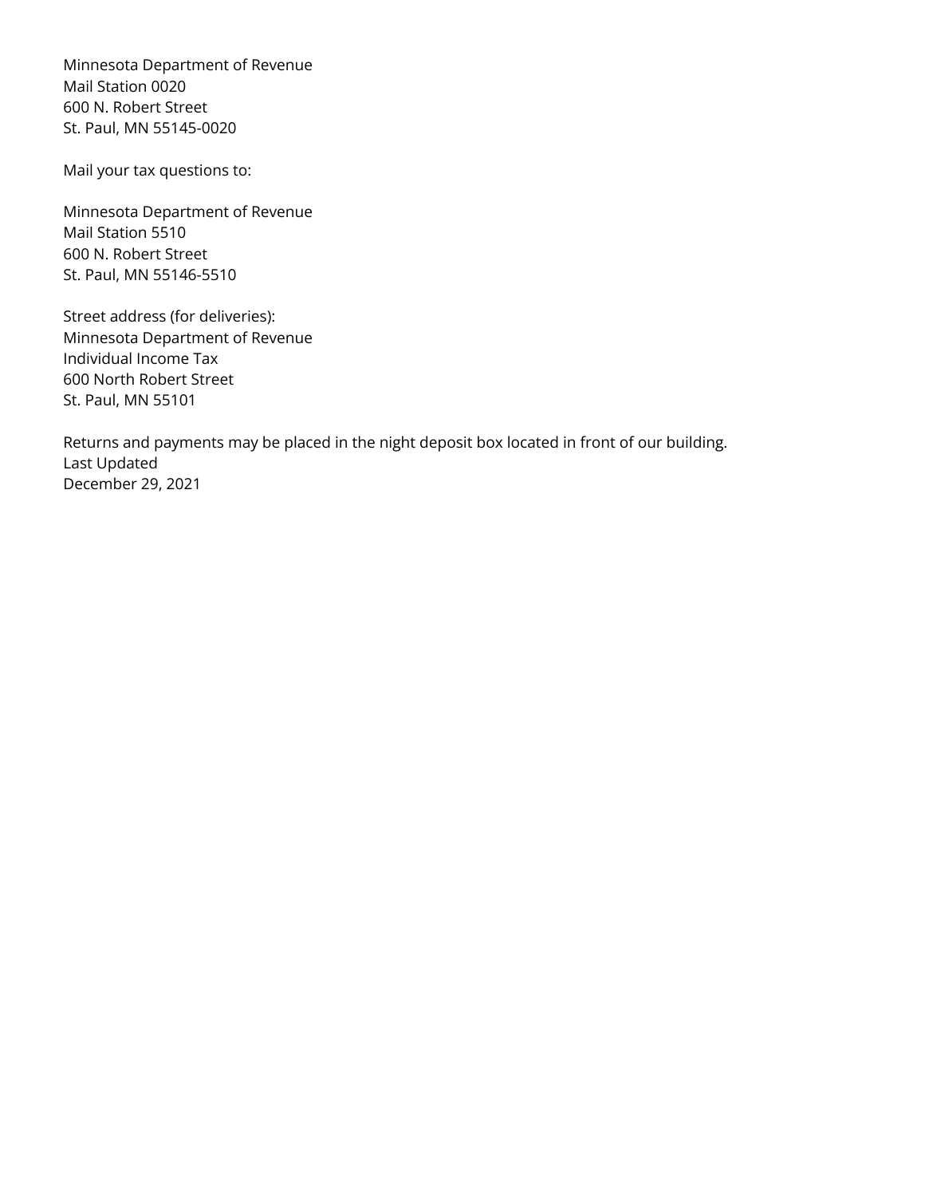Minnesota Department of Revenue
Mail Station 0020
600 N. Robert Street
St. Paul, MN 55145-0020

Mail your tax questions to:

Minnesota Department of Revenue
Mail Station 5510
600 N. Robert Street
St. Paul, MN 55146-5510

Street address (for deliveries):
Minnesota Department of Revenue
Individual Income Tax
600 North Robert Street
St. Paul, MN 55101

Returns and payments may be placed in the night deposit box located in front of our building.
Last Updated
December 29, 2021